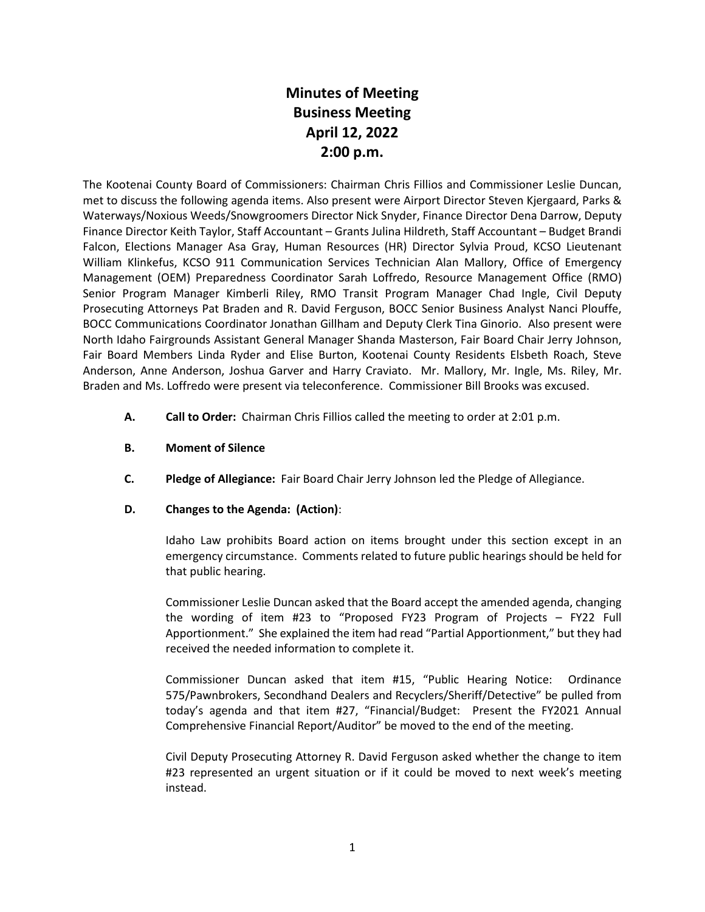# Minutes of Meeting
# Business Meeting
# April 12, 2022
# 2:00 p.m.

The Kootenai County Board of Commissioners: Chairman Chris Fillios and Commissioner Leslie Duncan, met to discuss the following agenda items. Also present were Airport Director Steven Kjergaard, Parks & Waterways/Noxious Weeds/Snowgroomers Director Nick Snyder, Finance Director Dena Darrow, Deputy Finance Director Keith Taylor, Staff Accountant – Grants Julina Hildreth, Staff Accountant – Budget Brandi Falcon, Elections Manager Asa Gray, Human Resources (HR) Director Sylvia Proud, KCSO Lieutenant William Klinkefus, KCSO 911 Communication Services Technician Alan Mallory, Office of Emergency Management (OEM) Preparedness Coordinator Sarah Loffredo, Resource Management Office (RMO) Senior Program Manager Kimberli Riley, RMO Transit Program Manager Chad Ingle, Civil Deputy Prosecuting Attorneys Pat Braden and R. David Ferguson, BOCC Senior Business Analyst Nanci Plouffe, BOCC Communications Coordinator Jonathan Gillham and Deputy Clerk Tina Ginorio. Also present were North Idaho Fairgrounds Assistant General Manager Shanda Masterson, Fair Board Chair Jerry Johnson, Fair Board Members Linda Ryder and Elise Burton, Kootenai County Residents Elsbeth Roach, Steve Anderson, Anne Anderson, Joshua Garver and Harry Craviato. Mr. Mallory, Mr. Ingle, Ms. Riley, Mr. Braden and Ms. Loffredo were present via teleconference. Commissioner Bill Brooks was excused.

**A. Call to Order:** Chairman Chris Fillios called the meeting to order at 2:01 p.m.

**B. Moment of Silence**

**C. Pledge of Allegiance:** Fair Board Chair Jerry Johnson led the Pledge of Allegiance.

**D. Changes to the Agenda: (Action)**:

Idaho Law prohibits Board action on items brought under this section except in an emergency circumstance. Comments related to future public hearings should be held for that public hearing.

Commissioner Leslie Duncan asked that the Board accept the amended agenda, changing the wording of item #23 to "Proposed FY23 Program of Projects – FY22 Full Apportionment." She explained the item had read "Partial Apportionment," but they had received the needed information to complete it.

Commissioner Duncan asked that item #15, "Public Hearing Notice: Ordinance 575/Pawnbrokers, Secondhand Dealers and Recyclers/Sheriff/Detective" be pulled from today's agenda and that item #27, "Financial/Budget: Present the FY2021 Annual Comprehensive Financial Report/Auditor" be moved to the end of the meeting.

Civil Deputy Prosecuting Attorney R. David Ferguson asked whether the change to item #23 represented an urgent situation or if it could be moved to next week's meeting instead.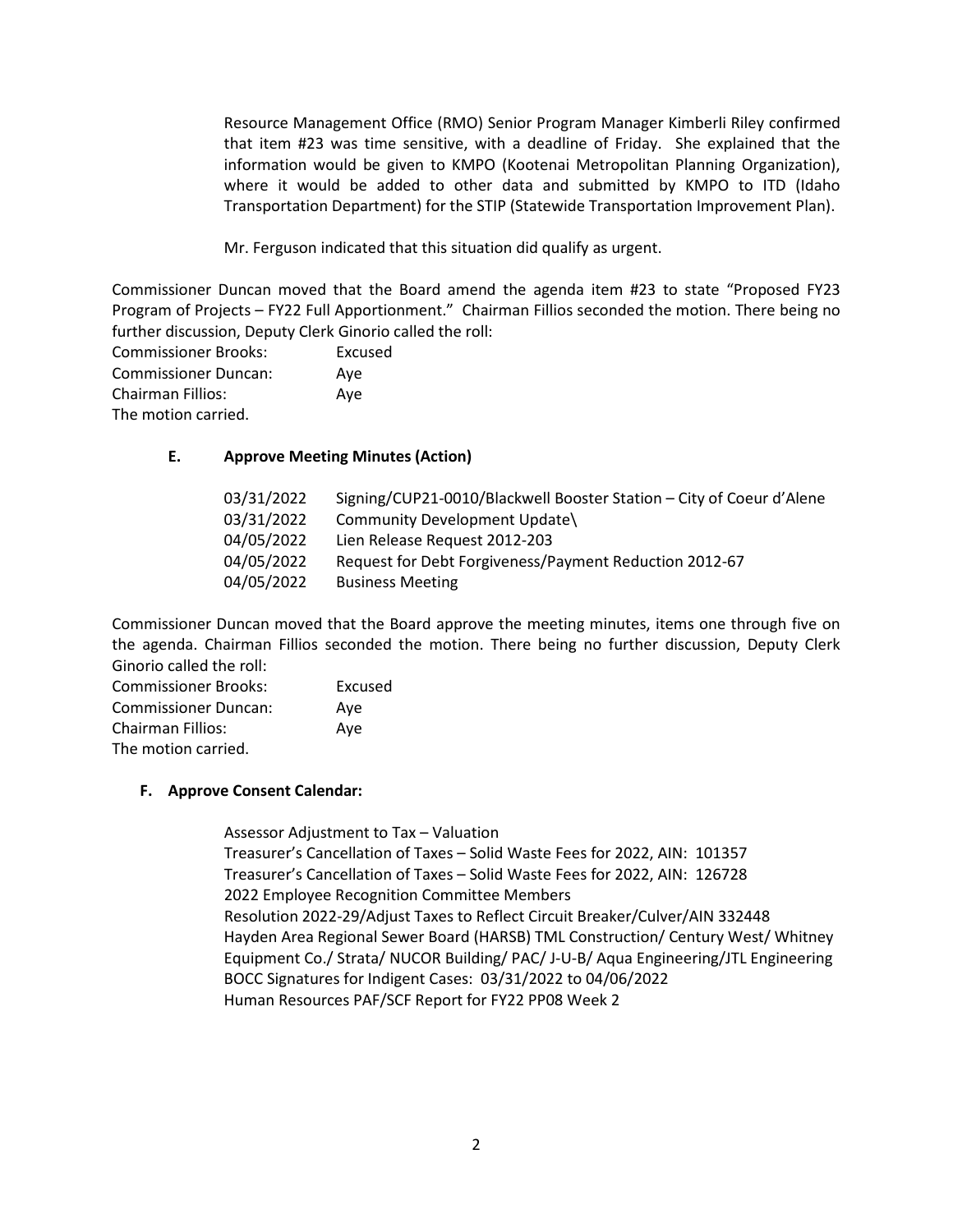Resource Management Office (RMO) Senior Program Manager Kimberli Riley confirmed that item #23 was time sensitive, with a deadline of Friday. She explained that the information would be given to KMPO (Kootenai Metropolitan Planning Organization), where it would be added to other data and submitted by KMPO to ITD (Idaho Transportation Department) for the STIP (Statewide Transportation Improvement Plan).

Mr. Ferguson indicated that this situation did qualify as urgent.

Commissioner Duncan moved that the Board amend the agenda item #23 to state "Proposed FY23 Program of Projects – FY22 Full Apportionment." Chairman Fillios seconded the motion. There being no further discussion, Deputy Clerk Ginorio called the roll:

Commissioner Brooks: Excused
Commissioner Duncan: Aye
Chairman Fillios: Aye
The motion carried.

### E. Approve Meeting Minutes (Action)

| | |
|---|---|
| 03/31/2022 | Signing/CUP21-0010/Blackwell Booster Station – City of Coeur d'Alene |
| 03/31/2022 | Community Development Update\ |
| 04/05/2022 | Lien Release Request 2012-203 |
| 04/05/2022 | Request for Debt Forgiveness/Payment Reduction 2012-67 |
| 04/05/2022 | Business Meeting |

Commissioner Duncan moved that the Board approve the meeting minutes, items one through five on the agenda. Chairman Fillios seconded the motion. There being no further discussion, Deputy Clerk Ginorio called the roll:

Commissioner Brooks: Excused
Commissioner Duncan: Aye
Chairman Fillios: Aye
The motion carried.

### F. Approve Consent Calendar:

Assessor Adjustment to Tax – Valuation
Treasurer's Cancellation of Taxes – Solid Waste Fees for 2022, AIN: 101357
Treasurer's Cancellation of Taxes – Solid Waste Fees for 2022, AIN: 126728
2022 Employee Recognition Committee Members
Resolution 2022-29/Adjust Taxes to Reflect Circuit Breaker/Culver/AIN 332448
Hayden Area Regional Sewer Board (HARSB) TML Construction/ Century West/ Whitney Equipment Co./ Strata/ NUCOR Building/ PAC/ J-U-B/ Aqua Engineering/JTL Engineering
BOCC Signatures for Indigent Cases: 03/31/2022 to 04/06/2022
Human Resources PAF/SCF Report for FY22 PP08 Week 2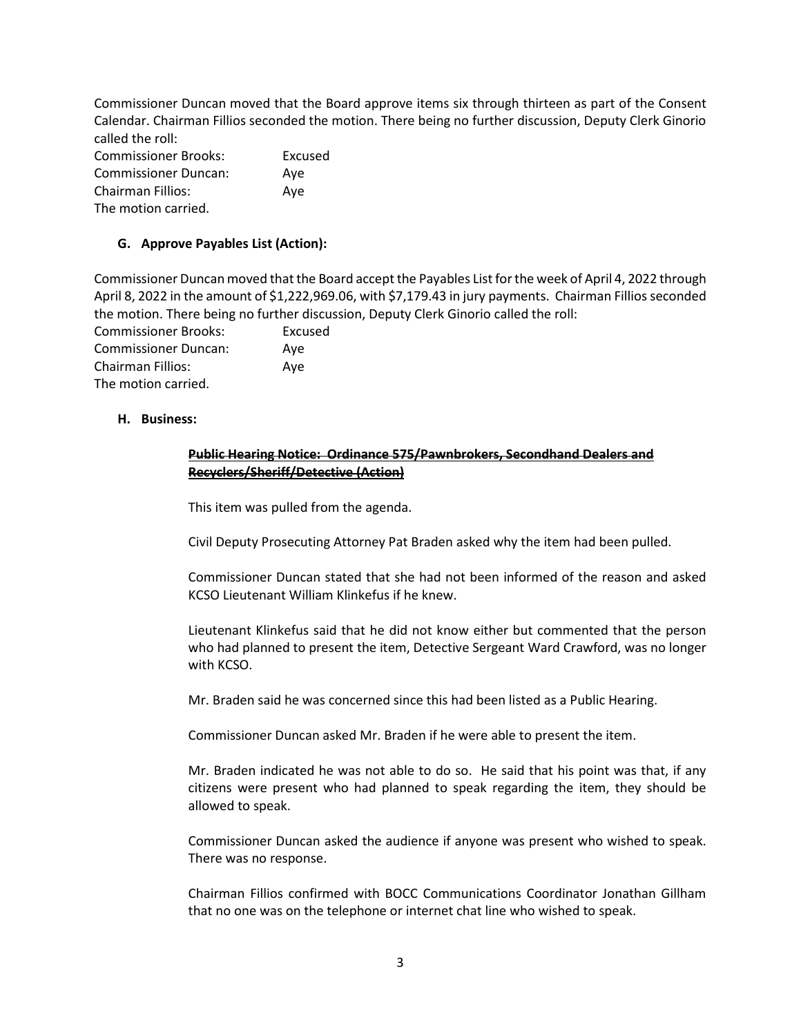Commissioner Duncan moved that the Board approve items six through thirteen as part of the Consent Calendar. Chairman Fillios seconded the motion. There being no further discussion, Deputy Clerk Ginorio called the roll:

Commissioner Brooks: Excused
Commissioner Duncan: Aye
Chairman Fillios: Aye
The motion carried.

### G. Approve Payables List (Action):

Commissioner Duncan moved that the Board accept the Payables List for the week of April 4, 2022 through April 8, 2022 in the amount of $1,222,969.06, with $7,179.43 in jury payments. Chairman Fillios seconded the motion. There being no further discussion, Deputy Clerk Ginorio called the roll:

Commissioner Brooks: Excused
Commissioner Duncan: Aye
Chairman Fillios: Aye
The motion carried.

### H. Business:

**~~Public Hearing Notice: Ordinance 575/Pawnbrokers, Secondhand Dealers and Recyclers/Sheriff/Detective (Action)~~**

This item was pulled from the agenda.

Civil Deputy Prosecuting Attorney Pat Braden asked why the item had been pulled.

Commissioner Duncan stated that she had not been informed of the reason and asked KCSO Lieutenant William Klinkefus if he knew.

Lieutenant Klinkefus said that he did not know either but commented that the person who had planned to present the item, Detective Sergeant Ward Crawford, was no longer with KCSO.

Mr. Braden said he was concerned since this had been listed as a Public Hearing.

Commissioner Duncan asked Mr. Braden if he were able to present the item.

Mr. Braden indicated he was not able to do so. He said that his point was that, if any citizens were present who had planned to speak regarding the item, they should be allowed to speak.

Commissioner Duncan asked the audience if anyone was present who wished to speak. There was no response.

Chairman Fillios confirmed with BOCC Communications Coordinator Jonathan Gillham that no one was on the telephone or internet chat line who wished to speak.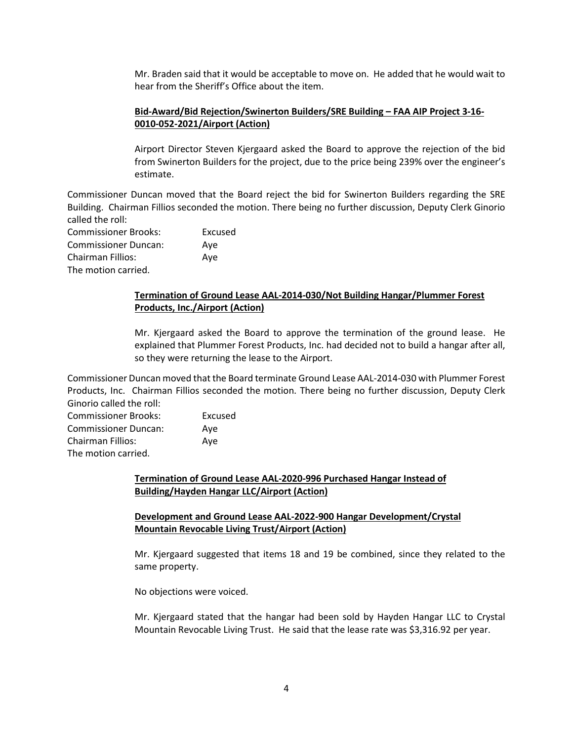Mr. Braden said that it would be acceptable to move on. He added that he would wait to hear from the Sheriff's Office about the item.

**Bid-Award/Bid Rejection/Swinerton Builders/SRE Building – FAA AIP Project 3-16-0010-052-2021/Airport (Action)**

Airport Director Steven Kjergaard asked the Board to approve the rejection of the bid from Swinerton Builders for the project, due to the price being 239% over the engineer's estimate.

Commissioner Duncan moved that the Board reject the bid for Swinerton Builders regarding the SRE Building. Chairman Fillios seconded the motion. There being no further discussion, Deputy Clerk Ginorio called the roll:

Commissioner Brooks: Excused
Commissioner Duncan: Aye
Chairman Fillios: Aye
The motion carried.

**Termination of Ground Lease AAL-2014-030/Not Building Hangar/Plummer Forest Products, Inc./Airport (Action)**

Mr. Kjergaard asked the Board to approve the termination of the ground lease. He explained that Plummer Forest Products, Inc. had decided not to build a hangar after all, so they were returning the lease to the Airport.

Commissioner Duncan moved that the Board terminate Ground Lease AAL-2014-030 with Plummer Forest Products, Inc. Chairman Fillios seconded the motion. There being no further discussion, Deputy Clerk Ginorio called the roll:

Commissioner Brooks: Excused
Commissioner Duncan: Aye
Chairman Fillios: Aye
The motion carried.

**Termination of Ground Lease AAL-2020-996 Purchased Hangar Instead of Building/Hayden Hangar LLC/Airport (Action)**

**Development and Ground Lease AAL-2022-900 Hangar Development/Crystal Mountain Revocable Living Trust/Airport (Action)**

Mr. Kjergaard suggested that items 18 and 19 be combined, since they related to the same property.

No objections were voiced.

Mr. Kjergaard stated that the hangar had been sold by Hayden Hangar LLC to Crystal Mountain Revocable Living Trust. He said that the lease rate was $3,316.92 per year.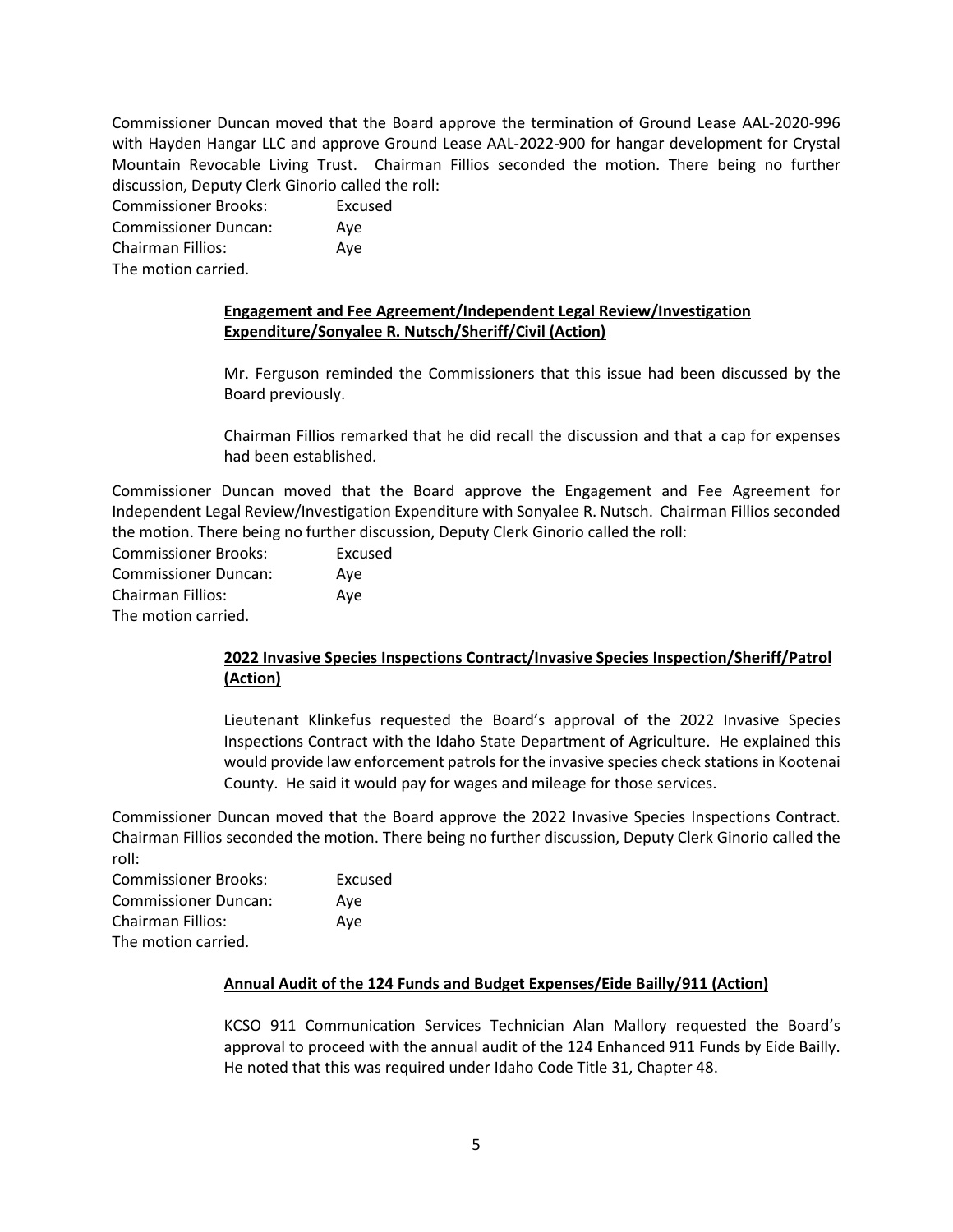Commissioner Duncan moved that the Board approve the termination of Ground Lease AAL-2020-996 with Hayden Hangar LLC and approve Ground Lease AAL-2022-900 for hangar development for Crystal Mountain Revocable Living Trust. Chairman Fillios seconded the motion. There being no further discussion, Deputy Clerk Ginorio called the roll:

| | |
|---|---|
| Commissioner Brooks: | Excused |
| Commissioner Duncan: | Aye |
| Chairman Fillios: | Aye |

The motion carried.

**Engagement and Fee Agreement/Independent Legal Review/Investigation Expenditure/Sonyalee R. Nutsch/Sheriff/Civil (Action)**

Mr. Ferguson reminded the Commissioners that this issue had been discussed by the Board previously.

Chairman Fillios remarked that he did recall the discussion and that a cap for expenses had been established.

Commissioner Duncan moved that the Board approve the Engagement and Fee Agreement for Independent Legal Review/Investigation Expenditure with Sonyalee R. Nutsch. Chairman Fillios seconded the motion. There being no further discussion, Deputy Clerk Ginorio called the roll:

| | |
|---|---|
| Commissioner Brooks: | Excused |
| Commissioner Duncan: | Aye |
| Chairman Fillios: | Aye |

The motion carried.

**2022 Invasive Species Inspections Contract/Invasive Species Inspection/Sheriff/Patrol (Action)**

Lieutenant Klinkefus requested the Board's approval of the 2022 Invasive Species Inspections Contract with the Idaho State Department of Agriculture. He explained this would provide law enforcement patrols for the invasive species check stations in Kootenai County. He said it would pay for wages and mileage for those services.

Commissioner Duncan moved that the Board approve the 2022 Invasive Species Inspections Contract. Chairman Fillios seconded the motion. There being no further discussion, Deputy Clerk Ginorio called the roll:

| | |
|---|---|
| Commissioner Brooks: | Excused |
| Commissioner Duncan: | Aye |
| Chairman Fillios: | Aye |

The motion carried.

**Annual Audit of the 124 Funds and Budget Expenses/Eide Bailly/911 (Action)**

KCSO 911 Communication Services Technician Alan Mallory requested the Board's approval to proceed with the annual audit of the 124 Enhanced 911 Funds by Eide Bailly. He noted that this was required under Idaho Code Title 31, Chapter 48.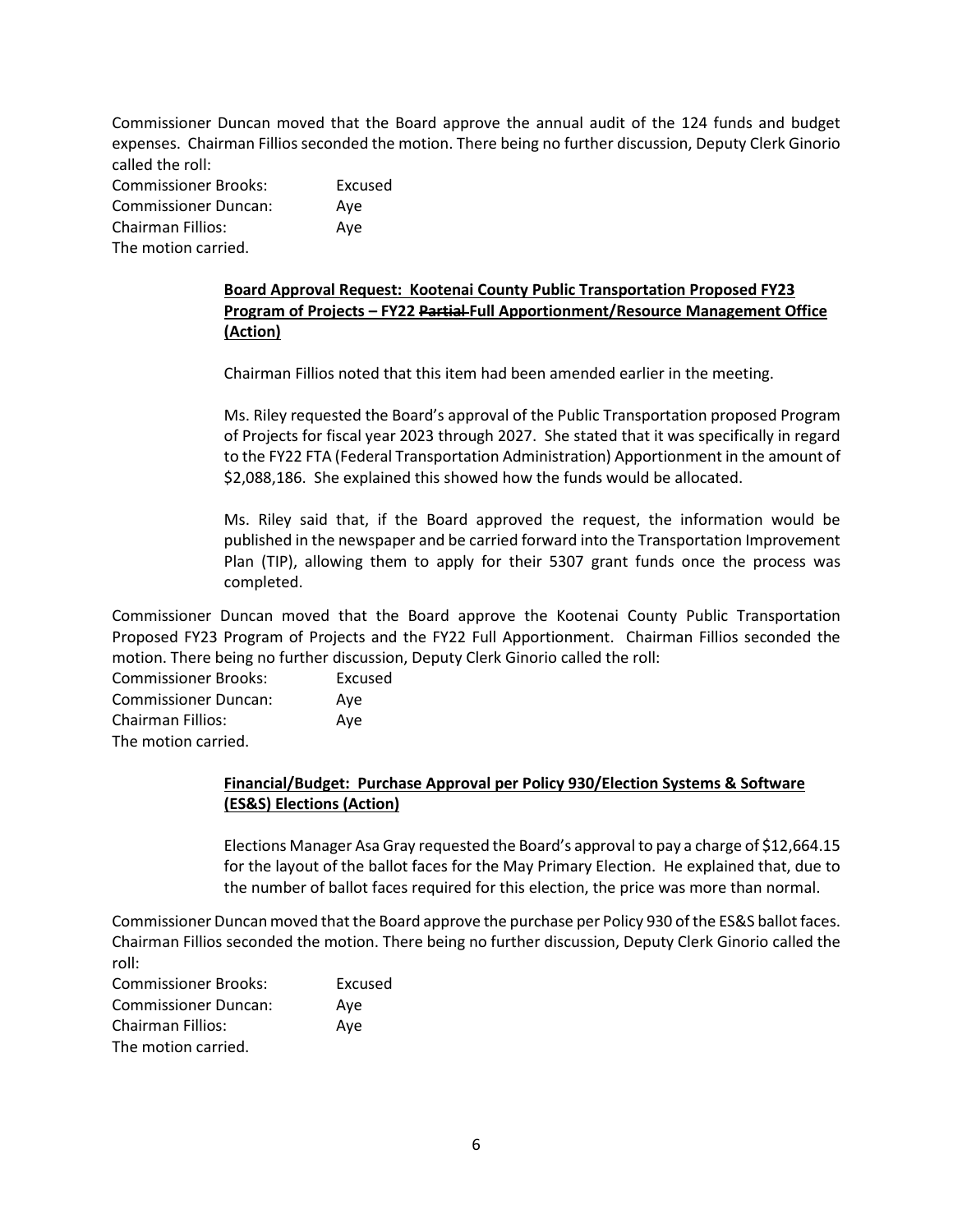Commissioner Duncan moved that the Board approve the annual audit of the 124 funds and budget expenses. Chairman Fillios seconded the motion. There being no further discussion, Deputy Clerk Ginorio called the roll:

Commissioner Brooks: Excused
Commissioner Duncan: Aye
Chairman Fillios: Aye
The motion carried.

**Board Approval Request: Kootenai County Public Transportation Proposed FY23 Program of Projects – FY22 ~~Partial~~ Full Apportionment/Resource Management Office (Action)**

Chairman Fillios noted that this item had been amended earlier in the meeting.

Ms. Riley requested the Board's approval of the Public Transportation proposed Program of Projects for fiscal year 2023 through 2027. She stated that it was specifically in regard to the FY22 FTA (Federal Transportation Administration) Apportionment in the amount of $2,088,186. She explained this showed how the funds would be allocated.

Ms. Riley said that, if the Board approved the request, the information would be published in the newspaper and be carried forward into the Transportation Improvement Plan (TIP), allowing them to apply for their 5307 grant funds once the process was completed.

Commissioner Duncan moved that the Board approve the Kootenai County Public Transportation Proposed FY23 Program of Projects and the FY22 Full Apportionment. Chairman Fillios seconded the motion. There being no further discussion, Deputy Clerk Ginorio called the roll:

Commissioner Brooks: Excused
Commissioner Duncan: Aye
Chairman Fillios: Aye
The motion carried.

**Financial/Budget: Purchase Approval per Policy 930/Election Systems & Software (ES&S) Elections (Action)**

Elections Manager Asa Gray requested the Board's approval to pay a charge of $12,664.15 for the layout of the ballot faces for the May Primary Election. He explained that, due to the number of ballot faces required for this election, the price was more than normal.

Commissioner Duncan moved that the Board approve the purchase per Policy 930 of the ES&S ballot faces. Chairman Fillios seconded the motion. There being no further discussion, Deputy Clerk Ginorio called the roll:

Commissioner Brooks: Excused
Commissioner Duncan: Aye
Chairman Fillios: Aye
The motion carried.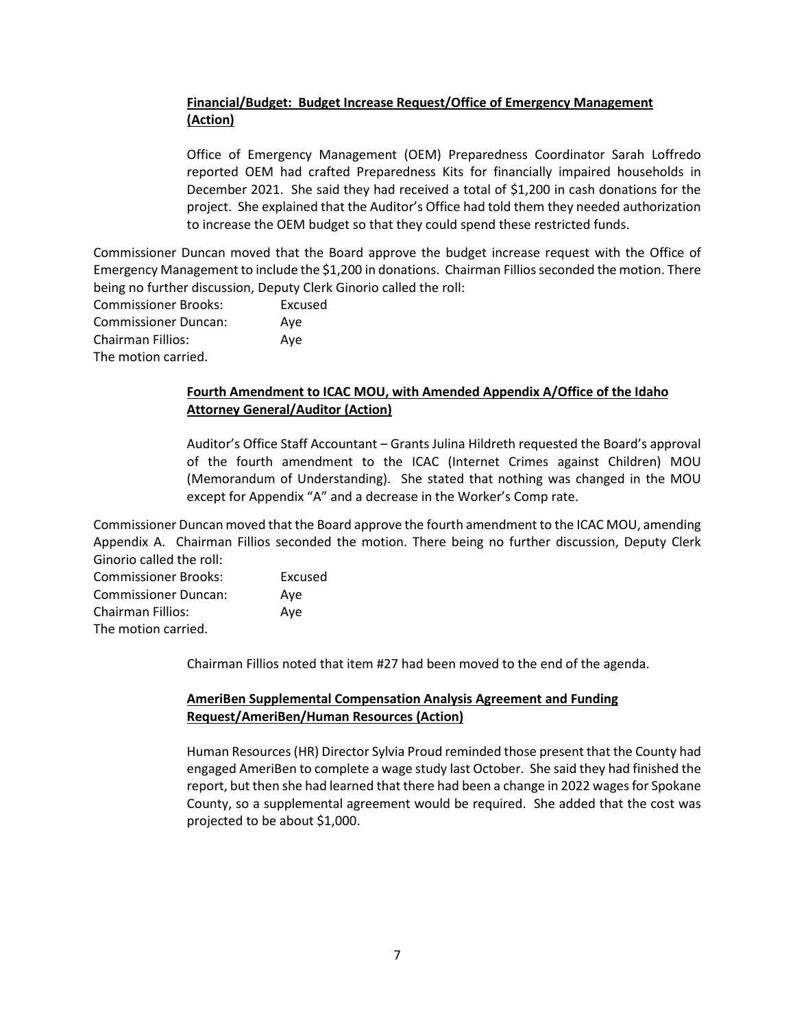**Financial/Budget: Budget Increase Request/Office of Emergency Management (Action)**

Office of Emergency Management (OEM) Preparedness Coordinator Sarah Loffredo reported OEM had crafted Preparedness Kits for financially impaired households in December 2021. She said they had received a total of $1,200 in cash donations for the project. She explained that the Auditor's Office had told them they needed authorization to increase the OEM budget so that they could spend these restricted funds.

Commissioner Duncan moved that the Board approve the budget increase request with the Office of Emergency Management to include the $1,200 in donations. Chairman Fillios seconded the motion. There being no further discussion, Deputy Clerk Ginorio called the roll:

Commissioner Brooks: Excused
Commissioner Duncan: Aye
Chairman Fillios: Aye
The motion carried.

**Fourth Amendment to ICAC MOU, with Amended Appendix A/Office of the Idaho Attorney General/Auditor (Action)**

Auditor's Office Staff Accountant – Grants Julina Hildreth requested the Board's approval of the fourth amendment to the ICAC (Internet Crimes against Children) MOU (Memorandum of Understanding). She stated that nothing was changed in the MOU except for Appendix "A" and a decrease in the Worker's Comp rate.

Commissioner Duncan moved that the Board approve the fourth amendment to the ICAC MOU, amending Appendix A. Chairman Fillios seconded the motion. There being no further discussion, Deputy Clerk Ginorio called the roll:

Commissioner Brooks: Excused
Commissioner Duncan: Aye
Chairman Fillios: Aye
The motion carried.

Chairman Fillios noted that item #27 had been moved to the end of the agenda.

**AmeriBen Supplemental Compensation Analysis Agreement and Funding Request/AmeriBen/Human Resources (Action)**

Human Resources (HR) Director Sylvia Proud reminded those present that the County had engaged AmeriBen to complete a wage study last October. She said they had finished the report, but then she had learned that there had been a change in 2022 wages for Spokane County, so a supplemental agreement would be required. She added that the cost was projected to be about $1,000.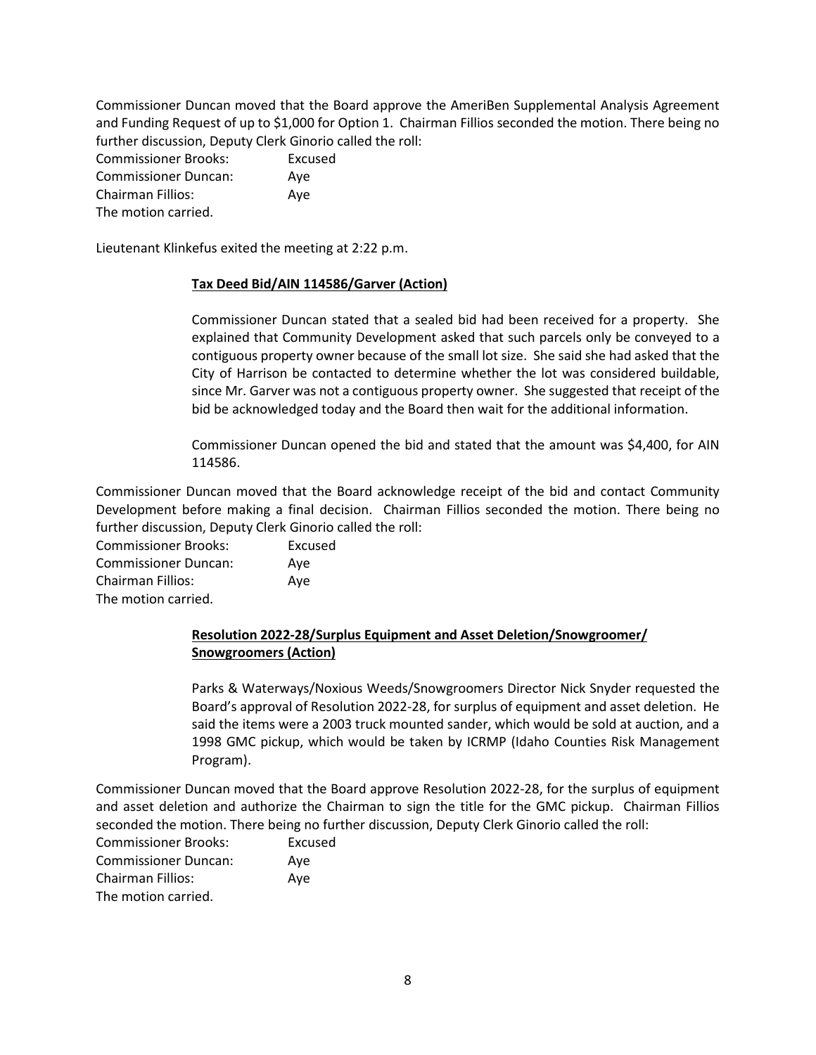Commissioner Duncan moved that the Board approve the AmeriBen Supplemental Analysis Agreement and Funding Request of up to $1,000 for Option 1. Chairman Fillios seconded the motion. There being no further discussion, Deputy Clerk Ginorio called the roll:

Commissioner Brooks: Excused
Commissioner Duncan: Aye
Chairman Fillios: Aye
The motion carried.

Lieutenant Klinkefus exited the meeting at 2:22 p.m.

**Tax Deed Bid/AIN 114586/Garver (Action)**

Commissioner Duncan stated that a sealed bid had been received for a property. She explained that Community Development asked that such parcels only be conveyed to a contiguous property owner because of the small lot size. She said she had asked that the City of Harrison be contacted to determine whether the lot was considered buildable, since Mr. Garver was not a contiguous property owner. She suggested that receipt of the bid be acknowledged today and the Board then wait for the additional information.

Commissioner Duncan opened the bid and stated that the amount was $4,400, for AIN 114586.

Commissioner Duncan moved that the Board acknowledge receipt of the bid and contact Community Development before making a final decision. Chairman Fillios seconded the motion. There being no further discussion, Deputy Clerk Ginorio called the roll:

Commissioner Brooks: Excused
Commissioner Duncan: Aye
Chairman Fillios: Aye
The motion carried.

**Resolution 2022-28/Surplus Equipment and Asset Deletion/Snowgroomer/ Snowgroomers (Action)**

Parks & Waterways/Noxious Weeds/Snowgroomers Director Nick Snyder requested the Board's approval of Resolution 2022-28, for surplus of equipment and asset deletion. He said the items were a 2003 truck mounted sander, which would be sold at auction, and a 1998 GMC pickup, which would be taken by ICRMP (Idaho Counties Risk Management Program).

Commissioner Duncan moved that the Board approve Resolution 2022-28, for the surplus of equipment and asset deletion and authorize the Chairman to sign the title for the GMC pickup. Chairman Fillios seconded the motion. There being no further discussion, Deputy Clerk Ginorio called the roll:

Commissioner Brooks: Excused
Commissioner Duncan: Aye
Chairman Fillios: Aye
The motion carried.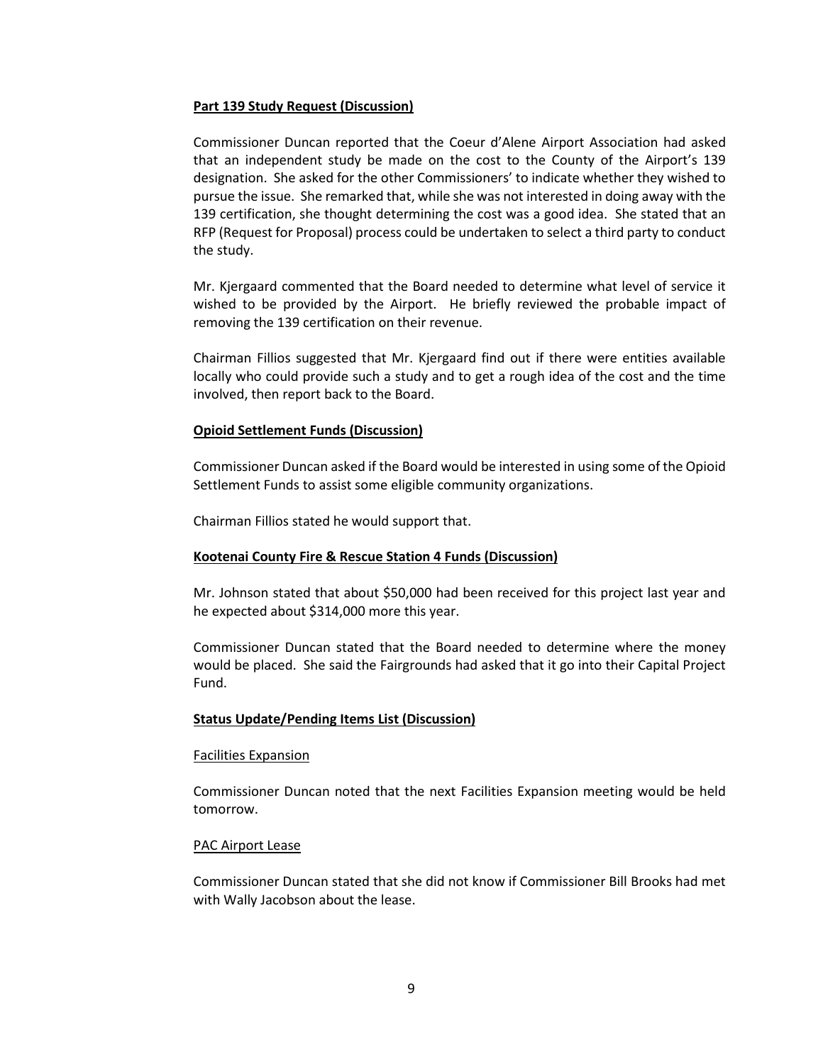**Part 139 Study Request (Discussion)**

Commissioner Duncan reported that the Coeur d'Alene Airport Association had asked that an independent study be made on the cost to the County of the Airport's 139 designation. She asked for the other Commissioners' to indicate whether they wished to pursue the issue. She remarked that, while she was not interested in doing away with the 139 certification, she thought determining the cost was a good idea. She stated that an RFP (Request for Proposal) process could be undertaken to select a third party to conduct the study.

Mr. Kjergaard commented that the Board needed to determine what level of service it wished to be provided by the Airport. He briefly reviewed the probable impact of removing the 139 certification on their revenue.

Chairman Fillios suggested that Mr. Kjergaard find out if there were entities available locally who could provide such a study and to get a rough idea of the cost and the time involved, then report back to the Board.

**Opioid Settlement Funds (Discussion)**

Commissioner Duncan asked if the Board would be interested in using some of the Opioid Settlement Funds to assist some eligible community organizations.

Chairman Fillios stated he would support that.

**Kootenai County Fire & Rescue Station 4 Funds (Discussion)**

Mr. Johnson stated that about $50,000 had been received for this project last year and he expected about $314,000 more this year.

Commissioner Duncan stated that the Board needed to determine where the money would be placed. She said the Fairgrounds had asked that it go into their Capital Project Fund.

**Status Update/Pending Items List (Discussion)**

Facilities Expansion

Commissioner Duncan noted that the next Facilities Expansion meeting would be held tomorrow.

PAC Airport Lease

Commissioner Duncan stated that she did not know if Commissioner Bill Brooks had met with Wally Jacobson about the lease.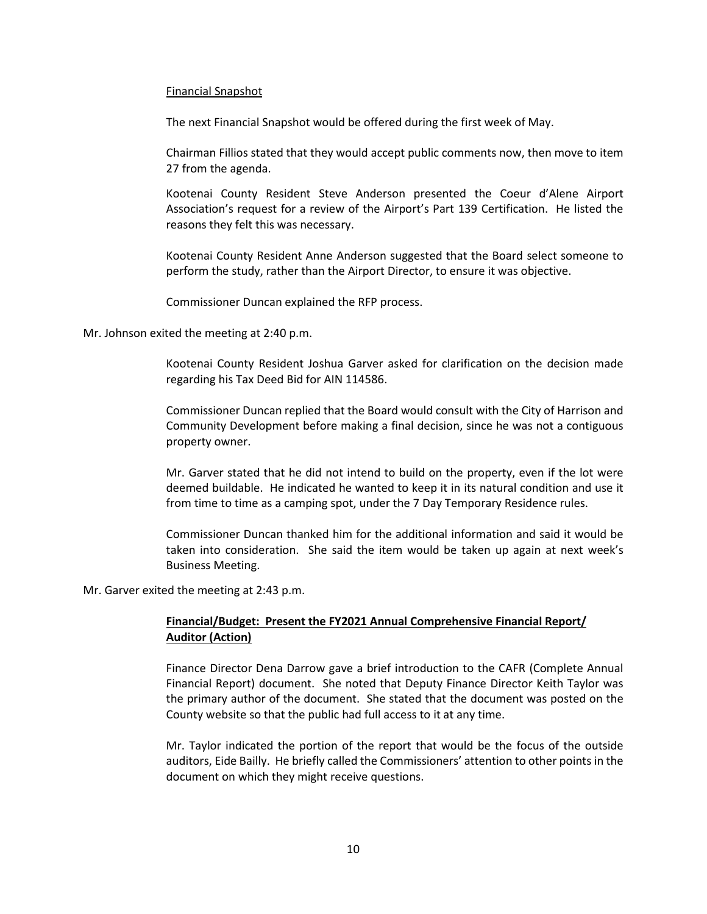Financial Snapshot

The next Financial Snapshot would be offered during the first week of May.

Chairman Fillios stated that they would accept public comments now, then move to item 27 from the agenda.

Kootenai County Resident Steve Anderson presented the Coeur d'Alene Airport Association's request for a review of the Airport's Part 139 Certification. He listed the reasons they felt this was necessary.

Kootenai County Resident Anne Anderson suggested that the Board select someone to perform the study, rather than the Airport Director, to ensure it was objective.

Commissioner Duncan explained the RFP process.

Mr. Johnson exited the meeting at 2:40 p.m.

Kootenai County Resident Joshua Garver asked for clarification on the decision made regarding his Tax Deed Bid for AIN 114586.

Commissioner Duncan replied that the Board would consult with the City of Harrison and Community Development before making a final decision, since he was not a contiguous property owner.

Mr. Garver stated that he did not intend to build on the property, even if the lot were deemed buildable. He indicated he wanted to keep it in its natural condition and use it from time to time as a camping spot, under the 7 Day Temporary Residence rules.

Commissioner Duncan thanked him for the additional information and said it would be taken into consideration. She said the item would be taken up again at next week's Business Meeting.

Mr. Garver exited the meeting at 2:43 p.m.

**Financial/Budget: Present the FY2021 Annual Comprehensive Financial Report/ Auditor (Action)**

Finance Director Dena Darrow gave a brief introduction to the CAFR (Complete Annual Financial Report) document. She noted that Deputy Finance Director Keith Taylor was the primary author of the document. She stated that the document was posted on the County website so that the public had full access to it at any time.

Mr. Taylor indicated the portion of the report that would be the focus of the outside auditors, Eide Bailly. He briefly called the Commissioners' attention to other points in the document on which they might receive questions.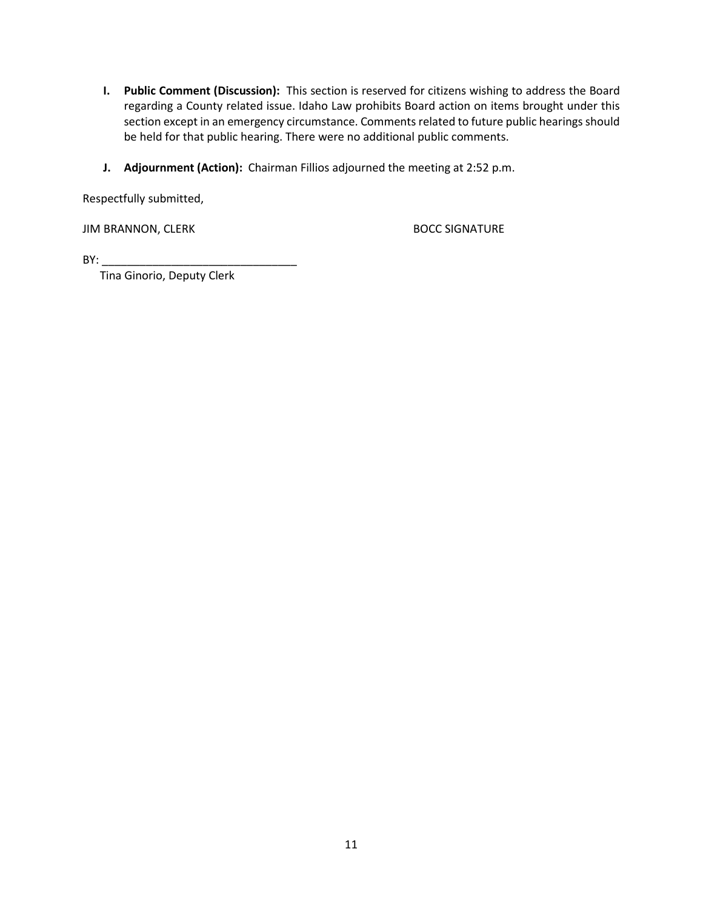**I. Public Comment (Discussion):** This section is reserved for citizens wishing to address the Board regarding a County related issue. Idaho Law prohibits Board action on items brought under this section except in an emergency circumstance. Comments related to future public hearings should be held for that public hearing. There were no additional public comments.

**J. Adjournment (Action):** Chairman Fillios adjourned the meeting at 2:52 p.m.

Respectfully submitted,

JIM BRANNON, CLERK                                                  BOCC SIGNATURE

BY: _______________________________
Tina Ginorio, Deputy Clerk